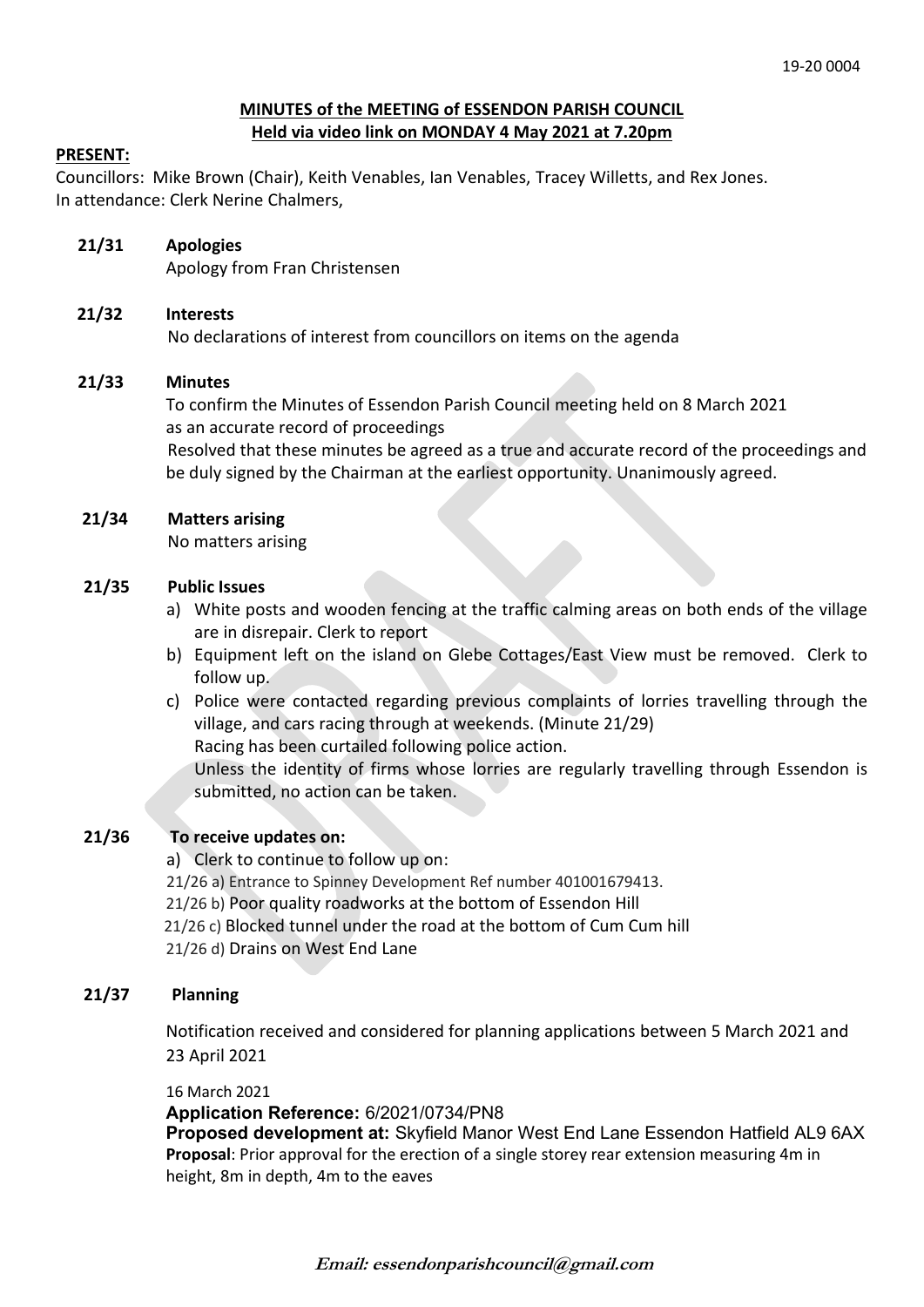19-20 0004

**MINUTES of the MEETING of ESSENDON PARISH COUNCIL**
**Held via video link on MONDAY 4 May 2021 at 7.20pm**

**PRESENT:**
Councillors: Mike Brown (Chair), Keith Venables, Ian Venables, Tracey Willetts, and Rex Jones.
In attendance: Clerk Nerine Chalmers,

**21/31 Apologies**
Apology from Fran Christensen

**21/32 Interests**
No declarations of interest from councillors on items on the agenda

**21/33 Minutes**
To confirm the Minutes of Essendon Parish Council meeting held on 8 March 2021 as an accurate record of proceedings
Resolved that these minutes be agreed as a true and accurate record of the proceedings and be duly signed by the Chairman at the earliest opportunity. Unanimously agreed.

**21/34 Matters arising**
No matters arising

**21/35 Public Issues**

a) White posts and wooden fencing at the traffic calming areas on both ends of the village are in disrepair. Clerk to report
b) Equipment left on the island on Glebe Cottages/East View must be removed. Clerk to follow up.
c) Police were contacted regarding previous complaints of lorries travelling through the village, and cars racing through at weekends. (Minute 21/29)
   Racing has been curtailed following police action.
   Unless the identity of firms whose lorries are regularly travelling through Essendon is submitted, no action can be taken.

**21/36 To receive updates on:**

a) Clerk to continue to follow up on:

21/26 a) Entrance to Spinney Development Ref number 401001679413.
21/26 b) Poor quality roadworks at the bottom of Essendon Hill
21/26 c) Blocked tunnel under the road at the bottom of Cum Cum hill
21/26 d) Drains on West End Lane

**21/37 Planning**

Notification received and considered for planning applications between 5 March 2021 and 23 April 2021

16 March 2021
**Application Reference:** 6/2021/0734/PN8
**Proposed development at:** Skyfield Manor West End Lane Essendon Hatfield AL9 6AX
**Proposal**: Prior approval for the erection of a single storey rear extension measuring 4m in height, 8m in depth, 4m to the eaves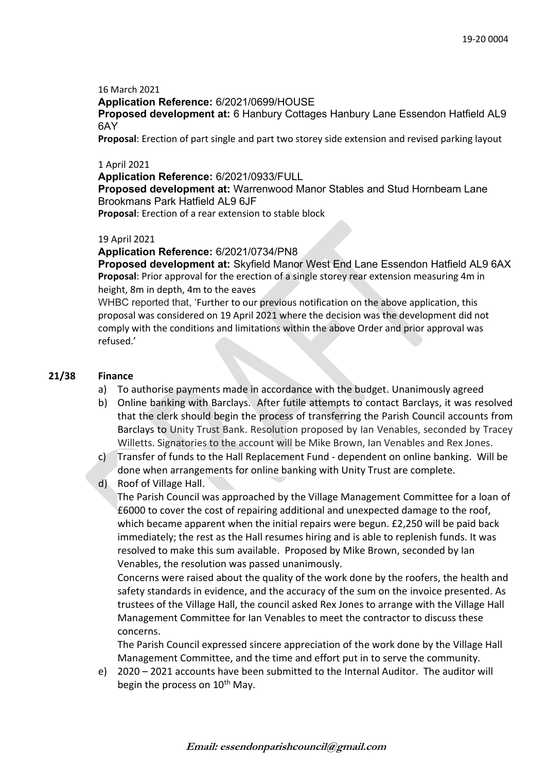16 March 2021

**Application Reference:** 6/2021/0699/HOUSE
**Proposed development at:** 6 Hanbury Cottages Hanbury Lane Essendon Hatfield AL9 6AY
**Proposal**: Erection of part single and part two storey side extension and revised parking layout

1 April 2021

**Application Reference:** 6/2021/0933/FULL
**Proposed development at:** Warrenwood Manor Stables and Stud Hornbeam Lane Brookmans Park Hatfield AL9 6JF
**Proposal**: Erection of a rear extension to stable block

19 April 2021

**Application Reference:** 6/2021/0734/PN8
**Proposed development at:** Skyfield Manor West End Lane Essendon Hatfield AL9 6AX
**Proposal**: Prior approval for the erection of a single storey rear extension measuring 4m in height, 8m in depth, 4m to the eaves

WHBC reported that, 'Further to our previous notification on the above application, this proposal was considered on 19 April 2021 where the decision was the development did not comply with the conditions and limitations within the above Order and prior approval was refused.'

**21/38 Finance**

a) To authorise payments made in accordance with the budget. Unanimously agreed
b) Online banking with Barclays. After futile attempts to contact Barclays, it was resolved that the clerk should begin the process of transferring the Parish Council accounts from Barclays to Unity Trust Bank. Resolution proposed by Ian Venables, seconded by Tracey Willetts. Signatories to the account will be Mike Brown, Ian Venables and Rex Jones.
c) Transfer of funds to the Hall Replacement Fund - dependent on online banking. Will be done when arrangements for online banking with Unity Trust are complete.
d) Roof of Village Hall.
   The Parish Council was approached by the Village Management Committee for a loan of £6000 to cover the cost of repairing additional and unexpected damage to the roof, which became apparent when the initial repairs were begun. £2,250 will be paid back immediately; the rest as the Hall resumes hiring and is able to replenish funds. It was resolved to make this sum available. Proposed by Mike Brown, seconded by Ian Venables, the resolution was passed unanimously.
   Concerns were raised about the quality of the work done by the roofers, the health and safety standards in evidence, and the accuracy of the sum on the invoice presented. As trustees of the Village Hall, the council asked Rex Jones to arrange with the Village Hall Management Committee for Ian Venables to meet the contractor to discuss these concerns.
   The Parish Council expressed sincere appreciation of the work done by the Village Hall Management Committee, and the time and effort put in to serve the community.
e) 2020 – 2021 accounts have been submitted to the Internal Auditor. The auditor will begin the process on 10th May.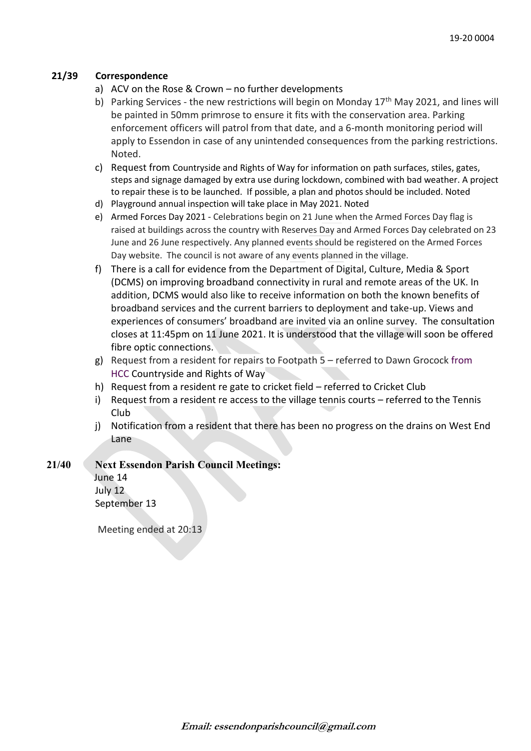**21/39 Correspondence**

a) ACV on the Rose & Crown – no further developments
b) Parking Services - the new restrictions will begin on Monday 17th May 2021, and lines will be painted in 50mm primrose to ensure it fits with the conservation area. Parking enforcement officers will patrol from that date, and a 6-month monitoring period will apply to Essendon in case of any unintended consequences from the parking restrictions. Noted.
c) Request from Countryside and Rights of Way for information on path surfaces, stiles, gates, steps and signage damaged by extra use during lockdown, combined with bad weather. A project to repair these is to be launched. If possible, a plan and photos should be included. Noted
d) Playground annual inspection will take place in May 2021. Noted
e) Armed Forces Day 2021 - Celebrations begin on 21 June when the Armed Forces Day flag is raised at buildings across the country with Reserves Day and Armed Forces Day celebrated on 23 June and 26 June respectively. Any planned events should be registered on the Armed Forces Day website. The council is not aware of any events planned in the village.
f) There is a call for evidence from the Department of Digital, Culture, Media & Sport (DCMS) on improving broadband connectivity in rural and remote areas of the UK. In addition, DCMS would also like to receive information on both the known benefits of broadband services and the current barriers to deployment and take-up. Views and experiences of consumers' broadband are invited via an online survey. The consultation closes at 11:45pm on 11 June 2021. It is understood that the village will soon be offered fibre optic connections.
g) Request from a resident for repairs to Footpath 5 – referred to Dawn Grocock from HCC Countryside and Rights of Way
h) Request from a resident re gate to cricket field – referred to Cricket Club
i) Request from a resident re access to the village tennis courts – referred to the Tennis Club
j) Notification from a resident that there has been no progress on the drains on West End Lane

**21/40 Next Essendon Parish Council Meetings:**

June 14
July 12
September 13

Meeting ended at 20:13

**Email: essendonparishcouncil@gmail.com**